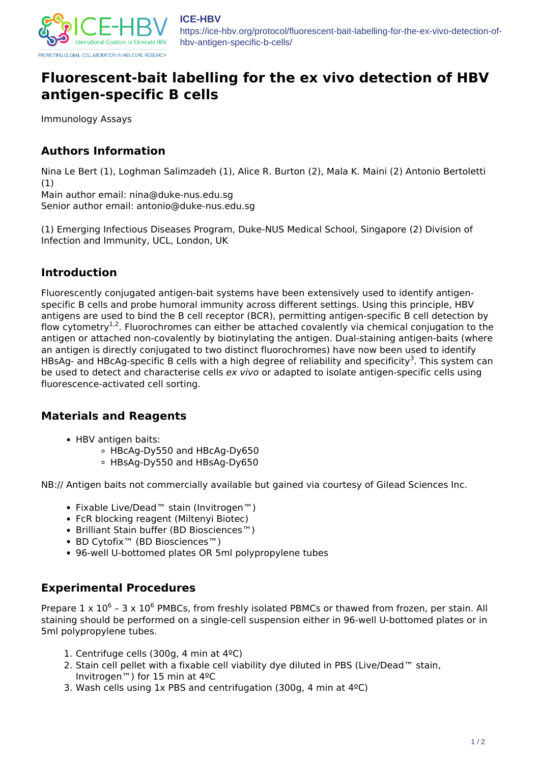# Fluorescent-bait labelling for the ex vivo detection of HBV antigen-specific B cells

Immunology Assays

## Authors Information

Nina Le Bert (1), Loghman Salimzadeh (1), Alice R. Burton (2), Mala K. Maini (2) Antonio Bertoletti (1)
Main author email: nina@duke-nus.edu.sg
Senior author email: antonio@duke-nus.edu.sg

(1) Emerging Infectious Diseases Program, Duke-NUS Medical School, Singapore (2) Division of Infection and Immunity, UCL, London, UK

## Introduction

Fluorescently conjugated antigen-bait systems have been extensively used to identify antigen-specific B cells and probe humoral immunity across different settings. Using this principle, HBV antigens are used to bind the B cell receptor (BCR), permitting antigen-specific B cell detection by flow cytometry[1,2]. Fluorochromes can either be attached covalently via chemical conjugation to the antigen or attached non-covalently by biotinylating the antigen. Dual-staining antigen-baits (where an antigen is directly conjugated to two distinct fluorochromes) have now been used to identify HBsAg- and HBcAg-specific B cells with a high degree of reliability and specificity[3]. This system can be used to detect and characterise cells *ex vivo* or adapted to isolate antigen-specific cells using fluorescence-activated cell sorting.

## Materials and Reagents

- HBV antigen baits:
  - HBcAg-Dy550 and HBcAg-Dy650
  - HBsAg-Dy550 and HBsAg-Dy650

NB:// Antigen baits not commercially available but gained via courtesy of Gilead Sciences Inc.

- Fixable Live/Dead™ stain (Invitrogen™)
- FcR blocking reagent (Miltenyi Biotec)
- Brilliant Stain buffer (BD Biosciences™)
- BD Cytofix™ (BD Biosciences™)
- 96-well U-bottomed plates OR 5ml polypropylene tubes

## Experimental Procedures

Prepare $1 \times 10^6$ – $3 \times 10^6$ PMBCs, from freshly isolated PBMCs or thawed from frozen, per stain. All staining should be performed on a single-cell suspension either in 96-well U-bottomed plates or in 5ml polypropylene tubes.

1. Centrifuge cells (300g, 4 min at 4ºC)
2. Stain cell pellet with a fixable cell viability dye diluted in PBS (Live/Dead™ stain, Invitrogen™) for 15 min at 4ºC
3. Wash cells using 1x PBS and centrifugation (300g, 4 min at 4ºC)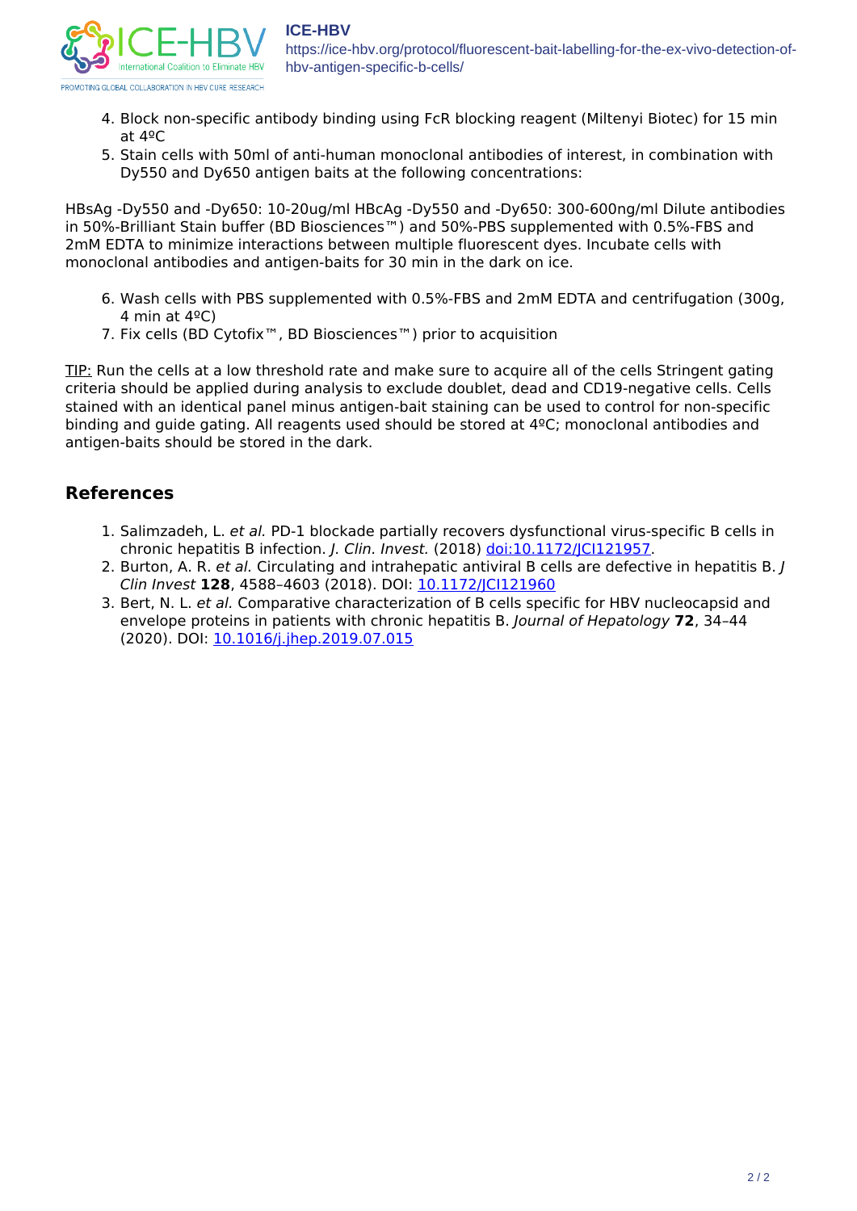4. Block non-specific antibody binding using FcR blocking reagent (Miltenyi Biotec) for 15 min at 4ºC
5. Stain cells with 50ml of anti-human monoclonal antibodies of interest, in combination with Dy550 and Dy650 antigen baits at the following concentrations:

HBsAg -Dy550 and -Dy650: 10-20ug/ml HBcAg -Dy550 and -Dy650: 300-600ng/ml Dilute antibodies in 50%-Brilliant Stain buffer (BD Biosciences™) and 50%-PBS supplemented with 0.5%-FBS and 2mM EDTA to minimize interactions between multiple fluorescent dyes. Incubate cells with monoclonal antibodies and antigen-baits for 30 min in the dark on ice.

6. Wash cells with PBS supplemented with 0.5%-FBS and 2mM EDTA and centrifugation (300g, 4 min at 4ºC)
7. Fix cells (BD Cytofix™, BD Biosciences™) prior to acquisition

TIP: Run the cells at a low threshold rate and make sure to acquire all of the cells Stringent gating criteria should be applied during analysis to exclude doublet, dead and CD19-negative cells. Cells stained with an identical panel minus antigen-bait staining can be used to control for non-specific binding and guide gating. All reagents used should be stored at 4ºC; monoclonal antibodies and antigen-baits should be stored in the dark.

## References

1. Salimzadeh, L. *et al.* PD-1 blockade partially recovers dysfunctional virus-specific B cells in chronic hepatitis B infection. *J. Clin. Invest.* (2018) doi:10.1172/JCI121957.
2. Burton, A. R. *et al.* Circulating and intrahepatic antiviral B cells are defective in hepatitis B. *J Clin Invest* **128**, 4588–4603 (2018). DOI: 10.1172/JCI121960
3. Bert, N. L. *et al.* Comparative characterization of B cells specific for HBV nucleocapsid and envelope proteins in patients with chronic hepatitis B. *Journal of Hepatology* **72**, 34–44 (2020). DOI: 10.1016/j.jhep.2019.07.015